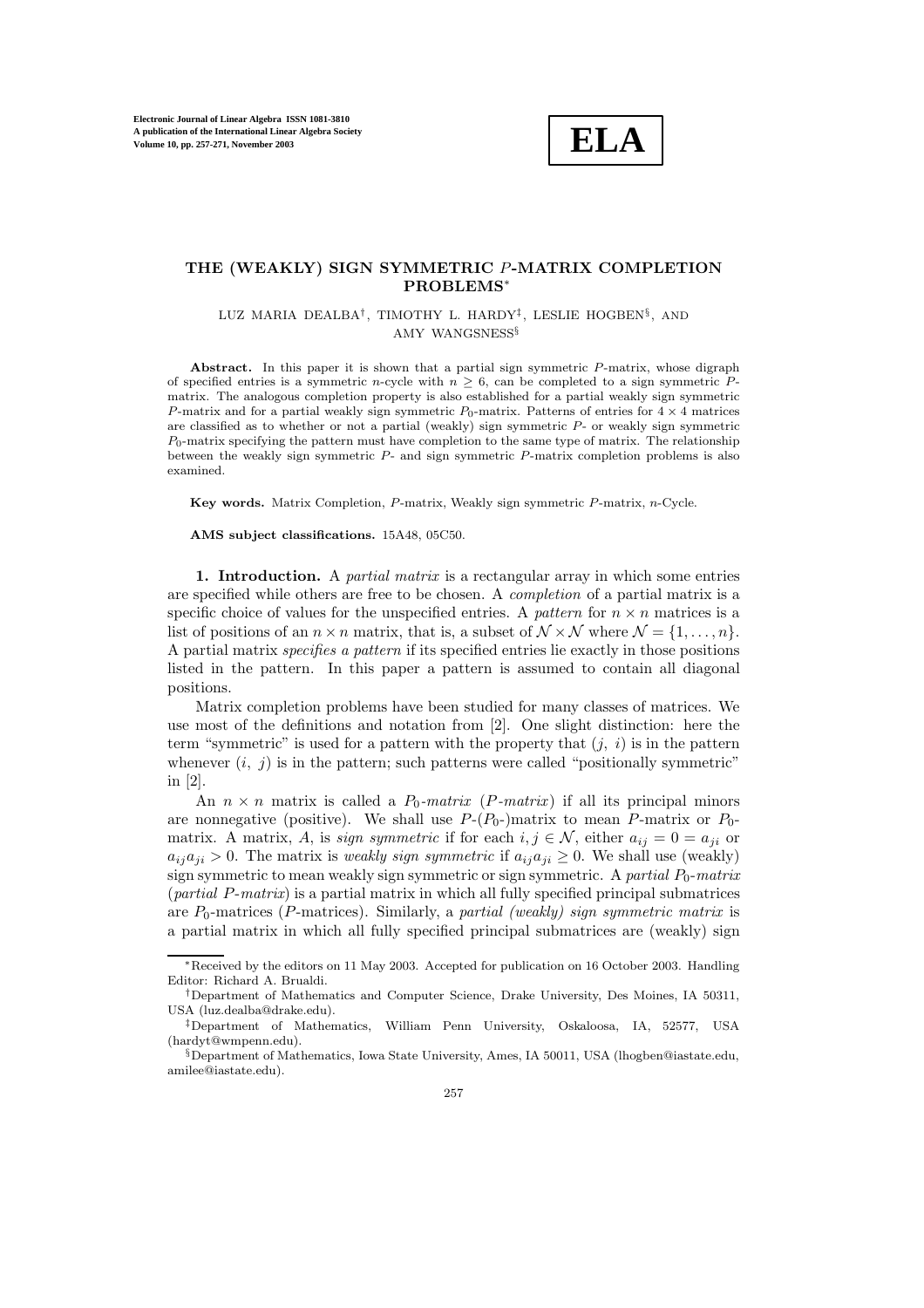# THE (WEAKLY) SIGN SYMMETRIC $P$-MATRIX COMPLETION PROBLEMS*

LUZ MARIA DEALBA†, TIMOTHY L. HARDY‡, LESLIE HOGBEN§, AND AMY WANGSNESS§

**Abstract.** In this paper it is shown that a partial sign symmetric $P$-matrix, whose digraph of specified entries is a symmetric $n$-cycle with $n \geq 6$, can be completed to a sign symmetric $P$-matrix. The analogous completion property is also established for a partial weakly sign symmetric $P$-matrix and for a partial weakly sign symmetric $P_0$-matrix. Patterns of entries for $4 \times 4$ matrices are classified as to whether or not a partial (weakly) sign symmetric $P$- or weakly sign symmetric $P_0$-matrix specifying the pattern must have completion to the same type of matrix. The relationship between the weakly sign symmetric $P$- and sign symmetric $P$-matrix completion problems is also examined.

**Key words.** Matrix Completion, $P$-matrix, Weakly sign symmetric $P$-matrix, $n$-Cycle.

**AMS subject classifications.** 15A48, 05C50.

**1. Introduction.** A *partial matrix* is a rectangular array in which some entries are specified while others are free to be chosen. A *completion* of a partial matrix is a specific choice of values for the unspecified entries. A *pattern* for $n \times n$ matrices is a list of positions of an $n \times n$ matrix, that is, a subset of $\mathcal{N} \times \mathcal{N}$ where $\mathcal{N} = \{1, \ldots, n\}$. A partial matrix *specifies a pattern* if its specified entries lie exactly in those positions listed in the pattern. In this paper a pattern is assumed to contain all diagonal positions.

Matrix completion problems have been studied for many classes of matrices. We use most of the definitions and notation from [2]. One slight distinction: here the term "symmetric" is used for a pattern with the property that $(j,\ i)$ is in the pattern whenever $(i,\ j)$ is in the pattern; such patterns were called "positionally symmetric" in [2].

An $n \times n$ matrix is called a $P_0$*-matrix* ($P$*-matrix*) if all its principal minors are nonnegative (positive). We shall use $P$-($P_0$-)matrix to mean $P$-matrix or $P_0$-matrix. A matrix, $A$, is *sign symmetric* if for each $i, j \in \mathcal{N}$, either $a_{ij} = 0 = a_{ji}$ or $a_{ij}a_{ji} > 0$. The matrix is *weakly sign symmetric* if $a_{ij}a_{ji} \geq 0$. We shall use (weakly) sign symmetric to mean weakly sign symmetric or sign symmetric. A *partial* $P_0$*-matrix* (*partial* $P$*-matrix*) is a partial matrix in which all fully specified principal submatrices are $P_0$-matrices ($P$-matrices). Similarly, a *partial (weakly) sign symmetric matrix* is a partial matrix in which all fully specified principal submatrices are (weakly) sign

*Received by the editors on 11 May 2003. Accepted for publication on 16 October 2003. Handling Editor: Richard A. Brualdi.

†Department of Mathematics and Computer Science, Drake University, Des Moines, IA 50311, USA (luz.dealba@drake.edu).

‡Department of Mathematics, William Penn University, Oskaloosa, IA, 52577, USA (hardyt@wmpenn.edu).

§Department of Mathematics, Iowa State University, Ames, IA 50011, USA (lhogben@iastate.edu, amilee@iastate.edu).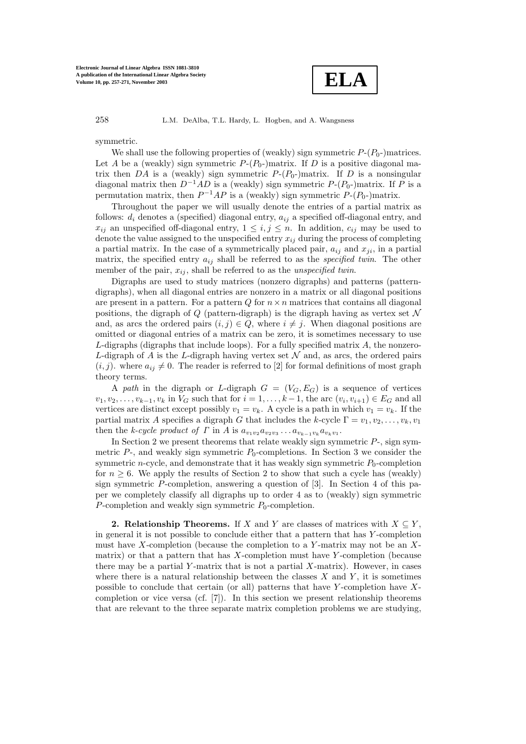symmetric.

We shall use the following properties of (weakly) sign symmetric $P$-($P_0$-)matrices. Let $A$ be a (weakly) sign symmetric $P$-($P_0$-)matrix. If $D$ is a positive diagonal matrix then $DA$ is a (weakly) sign symmetric $P$-($P_0$-)matrix. If $D$ is a nonsingular diagonal matrix then $D^{-1}AD$ is a (weakly) sign symmetric $P$-($P_0$-)matrix. If $P$ is a permutation matrix, then $P^{-1}AP$ is a (weakly) sign symmetric $P$-($P_0$-)matrix.

Throughout the paper we will usually denote the entries of a partial matrix as follows: $d_i$ denotes a (specified) diagonal entry, $a_{ij}$ a specified off-diagonal entry, and $x_{ij}$ an unspecified off-diagonal entry, $1 \leq i, j \leq n$. In addition, $c_{ij}$ may be used to denote the value assigned to the unspecified entry $x_{ij}$ during the process of completing a partial matrix. In the case of a symmetrically placed pair, $a_{ij}$ and $x_{ji}$, in a partial matrix, the specified entry $a_{ij}$ shall be referred to as the *specified twin*. The other member of the pair, $x_{ij}$, shall be referred to as the *unspecified twin*.

Digraphs are used to study matrices (nonzero digraphs) and patterns (pattern-digraphs), when all diagonal entries are nonzero in a matrix or all diagonal positions are present in a pattern. For a pattern $Q$ for $n \times n$ matrices that contains all diagonal positions, the digraph of $Q$ (pattern-digraph) is the digraph having as vertex set $\mathcal{N}$ and, as arcs the ordered pairs $(i, j) \in Q$, where $i \neq j$. When diagonal positions are omitted or diagonal entries of a matrix can be zero, it is sometimes necessary to use $L$-digraphs (digraphs that include loops). For a fully specified matrix $A$, the nonzero-$L$-digraph of $A$ is the $L$-digraph having vertex set $\mathcal{N}$ and, as arcs, the ordered pairs $(i, j)$. where $a_{ij} \neq 0$. The reader is referred to [2] for formal definitions of most graph theory terms.

A *path* in the digraph or $L$-digraph $G = (V_G, E_G)$ is a sequence of vertices $v_1, v_2, \ldots, v_{k-1}, v_k$ in $V_G$ such that for $i = 1, \ldots, k-1$, the arc $(v_i, v_{i+1}) \in E_G$ and all vertices are distinct except possibly $v_1 = v_k$. A cycle is a path in which $v_1 = v_k$. If the partial matrix $A$ specifies a digraph $G$ that includes the $k$-cycle $\Gamma = v_1, v_2, \ldots, v_k, v_1$ then the *$k$-cycle product of $\Gamma$* in $A$ is $a_{v_1 v_2} a_{v_2 v_3} \ldots a_{v_{k-1} v_k} a_{v_k v_1}$.

In Section 2 we present theorems that relate weakly sign symmetric $P$-, sign symmetric $P$-, and weakly sign symmetric $P_0$-completions. In Section 3 we consider the symmetric $n$-cycle, and demonstrate that it has weakly sign symmetric $P_0$-completion for $n \geq 6$. We apply the results of Section 2 to show that such a cycle has (weakly) sign symmetric $P$-completion, answering a question of [3]. In Section 4 of this paper we completely classify all digraphs up to order 4 as to (weakly) sign symmetric $P$-completion and weakly sign symmetric $P_0$-completion.

**2. Relationship Theorems.** If $X$ and $Y$ are classes of matrices with $X \subseteq Y$, in general it is not possible to conclude either that a pattern that has $Y$-completion must have $X$-completion (because the completion to a $Y$-matrix may not be an $X$-matrix) or that a pattern that has $X$-completion must have $Y$-completion (because there may be a partial $Y$-matrix that is not a partial $X$-matrix). However, in cases where there is a natural relationship between the classes $X$ and $Y$, it is sometimes possible to conclude that certain (or all) patterns that have $Y$-completion have $X$-completion or vice versa (cf. [7]). In this section we present relationship theorems that are relevant to the three separate matrix completion problems we are studying,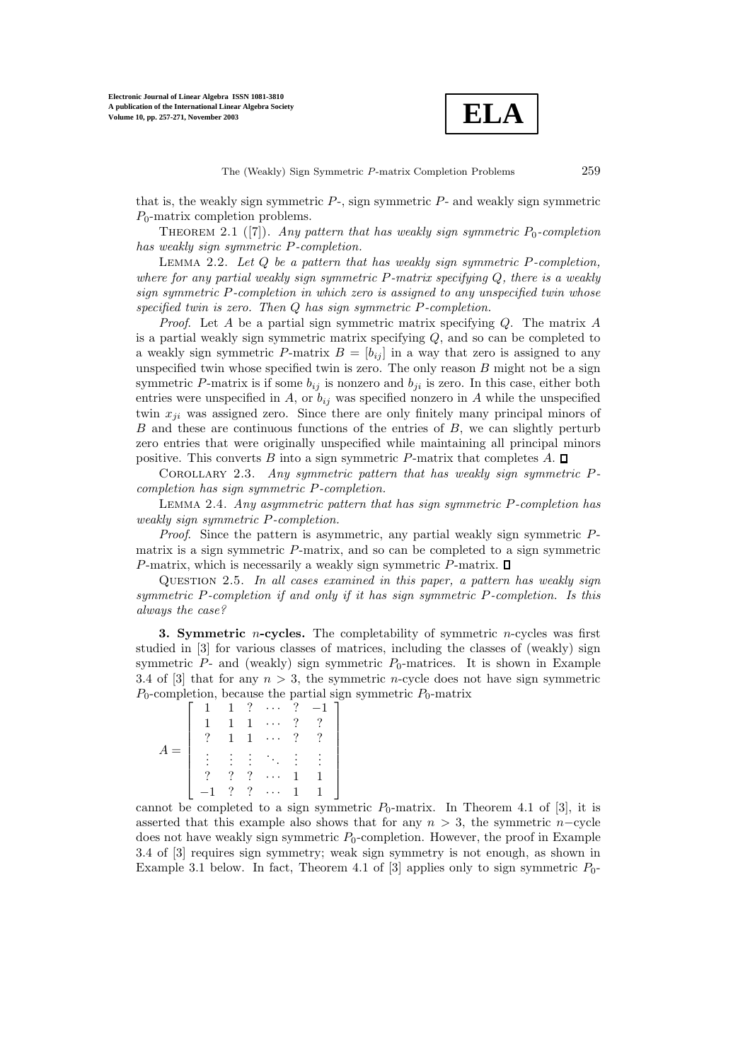that is, the weakly sign symmetric $P$-, sign symmetric $P$- and weakly sign symmetric $P_0$-matrix completion problems.

Theorem 2.1 ([7]). *Any pattern that has weakly sign symmetric $P_0$-completion has weakly sign symmetric $P$-completion.*

Lemma 2.2. *Let $Q$ be a pattern that has weakly sign symmetric $P$-completion, where for any partial weakly sign symmetric $P$-matrix specifying $Q$, there is a weakly sign symmetric $P$-completion in which zero is assigned to any unspecified twin whose specified twin is zero. Then $Q$ has sign symmetric $P$-completion.*

*Proof*. Let $A$ be a partial sign symmetric matrix specifying $Q$. The matrix $A$ is a partial weakly sign symmetric matrix specifying $Q$, and so can be completed to a weakly sign symmetric $P$-matrix $B = [b_{ij}]$ in a way that zero is assigned to any unspecified twin whose specified twin is zero. The only reason $B$ might not be a sign symmetric $P$-matrix is if some $b_{ij}$ is nonzero and $b_{ji}$ is zero. In this case, either both entries were unspecified in $A$, or $b_{ij}$ was specified nonzero in $A$ while the unspecified twin $x_{ji}$ was assigned zero. Since there are only finitely many principal minors of $B$ and these are continuous functions of the entries of $B$, we can slightly perturb zero entries that were originally unspecified while maintaining all principal minors positive. This converts $B$ into a sign symmetric $P$-matrix that completes $A$. □

Corollary 2.3. *Any symmetric pattern that has weakly sign symmetric $P$-completion has sign symmetric $P$-completion.*

Lemma 2.4. *Any asymmetric pattern that has sign symmetric $P$-completion has weakly sign symmetric $P$-completion.*

*Proof*. Since the pattern is asymmetric, any partial weakly sign symmetric $P$-matrix is a sign symmetric $P$-matrix, and so can be completed to a sign symmetric $P$-matrix, which is necessarily a weakly sign symmetric $P$-matrix. □

Question 2.5. *In all cases examined in this paper, a pattern has weakly sign symmetric $P$-completion if and only if it has sign symmetric $P$-completion. Is this always the case?*

**3. Symmetric $n$-cycles.** The completability of symmetric $n$-cycles was first studied in [3] for various classes of matrices, including the classes of (weakly) sign symmetric $P$- and (weakly) sign symmetric $P_0$-matrices. It is shown in Example 3.4 of [3] that for any $n > 3$, the symmetric $n$-cycle does not have sign symmetric $P_0$-completion, because the partial sign symmetric $P_0$-matrix

$$A = \begin{bmatrix} 1 & 1 & ? & \cdots & ? & -1 \\ 1 & 1 & 1 & \cdots & ? & ? \\ ? & 1 & 1 & \cdots & ? & ? \\ \vdots & \vdots & \vdots & \ddots & \vdots & \vdots \\ ? & ? & ? & \cdots & 1 & 1 \\ -1 & ? & ? & \cdots & 1 & 1 \end{bmatrix}$$

cannot be completed to a sign symmetric $P_0$-matrix. In Theorem 4.1 of [3], it is asserted that this example also shows that for any $n > 3$, the symmetric $n$−cycle does not have weakly sign symmetric $P_0$-completion. However, the proof in Example 3.4 of [3] requires sign symmetry; weak sign symmetry is not enough, as shown in Example 3.1 below. In fact, Theorem 4.1 of [3] applies only to sign symmetric $P_0$-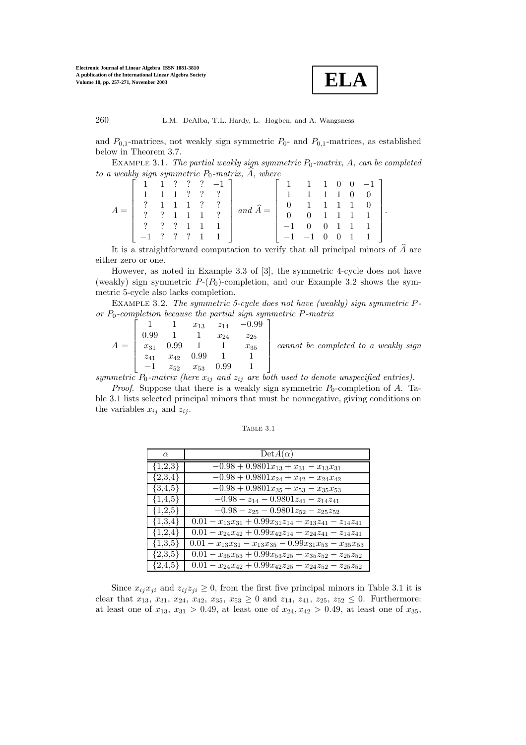and $P_{0,1}$-matrices, not weakly sign symmetric $P_0$- and $P_{0,1}$-matrices, as established below in Theorem 3.7.

Example 3.1. *The partial weakly sign symmetric $P_0$-matrix, $A$, can be completed to a weakly sign symmetric $P_0$-matrix, $\widehat{A}$, where*

$$A = \begin{bmatrix} 1 & 1 & ? & ? & ? & -1 \\ 1 & 1 & 1 & ? & ? & ? \\ ? & 1 & 1 & 1 & ? & ? \\ ? & ? & 1 & 1 & 1 & ? \\ ? & ? & ? & 1 & 1 & 1 \\ -1 & ? & ? & ? & 1 & 1 \end{bmatrix} \text{ and } \widehat{A} = \begin{bmatrix} 1 & 1 & 1 & 0 & 0 & -1 \\ 1 & 1 & 1 & 1 & 0 & 0 \\ 0 & 1 & 1 & 1 & 1 & 0 \\ 0 & 0 & 1 & 1 & 1 & 1 \\ -1 & 0 & 0 & 1 & 1 & 1 \\ -1 & -1 & 0 & 0 & 1 & 1 \end{bmatrix}.$$

It is a straightforward computation to verify that all principal minors of $\widehat{A}$ are either zero or one.

However, as noted in Example 3.3 of [3], the symmetric 4-cycle does not have (weakly) sign symmetric $P$-($P_0$)-completion, and our Example 3.2 shows the symmetric 5-cycle also lacks completion.

Example 3.2. *The symmetric 5-cycle does not have (weakly) sign symmetric $P$- or $P_0$-completion because the partial sign symmetric $P$-matrix*

$$A = \begin{bmatrix} 1 & 1 & x_{13} & z_{14} & -0.99 \\ 0.99 & 1 & 1 & x_{24} & z_{25} \\ x_{31} & 0.99 & 1 & 1 & x_{35} \\ z_{41} & x_{42} & 0.99 & 1 & 1 \\ -1 & z_{52} & x_{53} & 0.99 & 1 \end{bmatrix}$$

*cannot be completed to a weakly sign symmetric $P_0$-matrix (here $x_{ij}$ and $z_{ij}$ are both used to denote unspecified entries).*

*Proof.* Suppose that there is a weakly sign symmetric $P_0$-completion of $A$. Table 3.1 lists selected principal minors that must be nonnegative, giving conditions on the variables $x_{ij}$ and $z_{ij}$.

Table 3.1

| $\alpha$ | $\text{Det}A(\alpha)$ |
|---|---|
| {1,2,3} | $-0.98 + 0.9801x_{13} + x_{31} - x_{13}x_{31}$ |
| {2,3,4} | $-0.98 + 0.9801x_{24} + x_{42} - x_{24}x_{42}$ |
| {3,4,5} | $-0.98 + 0.9801x_{35} + x_{53} - x_{35}x_{53}$ |
| {1,4,5} | $-0.98 - z_{14} - 0.9801z_{41} - z_{14}z_{41}$ |
| {1,2,5} | $-0.98 - z_{25} - 0.9801z_{52} - z_{25}z_{52}$ |
| {1,3,4} | $0.01 - x_{13}x_{31} + 0.99x_{31}z_{14} + x_{13}z_{41} - z_{14}z_{41}$ |
| {1,2,4} | $0.01 - x_{24}x_{42} + 0.99x_{42}z_{14} + x_{24}z_{41} - z_{14}z_{41}$ |
| {1,3,5} | $0.01 - x_{13}x_{31} - x_{13}x_{35} - 0.99x_{31}x_{53} - x_{35}x_{53}$ |
| {2,3,5} | $0.01 - x_{35}x_{53} + 0.99x_{53}z_{25} + x_{35}z_{52} - z_{25}z_{52}$ |
| {2,4,5} | $0.01 - x_{24}x_{42} + 0.99x_{42}z_{25} + x_{24}z_{52} - z_{25}z_{52}$ |

Since $x_{ij}x_{ji}$ and $z_{ij}z_{ji} \geq 0$, from the first five principal minors in Table 3.1 it is clear that $x_{13}$, $x_{31}$, $x_{24}$, $x_{42}$, $x_{35}$, $x_{53} \geq 0$ and $z_{14}$, $z_{41}$, $z_{25}$, $z_{52} \leq 0$. Furthermore: at least one of $x_{13}$, $x_{31} > 0.49$, at least one of $x_{24}, x_{42} > 0.49$, at least one of $x_{35}$,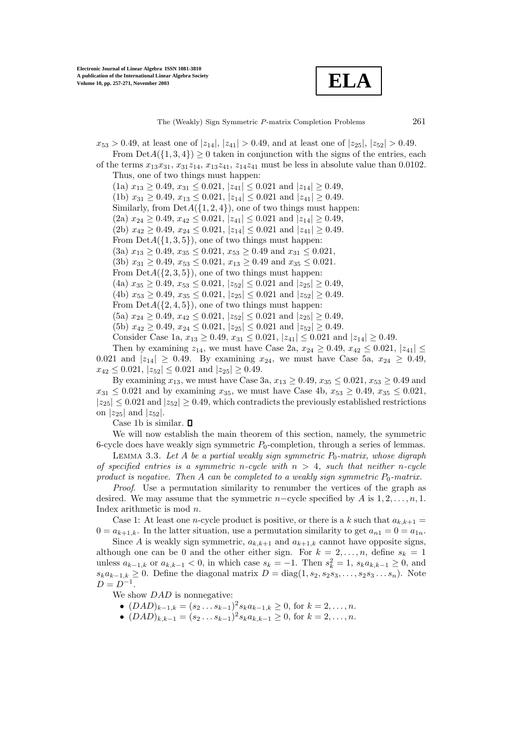$x_{53} > 0.49$, at least one of $|z_{14}|, |z_{41}| > 0.49$, and at least one of $|z_{25}|, |z_{52}| > 0.49$.

From $\mathrm{Det}A(\{1,3,4\}) \geq 0$ taken in conjunction with the signs of the entries, each of the terms $x_{13}x_{31}$, $x_{31}z_{14}$, $x_{13}z_{41}$, $z_{14}z_{41}$ must be less in absolute value than 0.0102.

Thus, one of two things must happen:

(1a) $x_{13} \geq 0.49$, $x_{31} \leq 0.021$, $|z_{41}| \leq 0.021$ and $|z_{14}| \geq 0.49$,

(1b) $x_{31} \geq 0.49$, $x_{13} \leq 0.021$, $|z_{14}| \leq 0.021$ and $|z_{41}| \geq 0.49$.

Similarly, from $\mathrm{Det}A(\{1,2,4\})$, one of two things must happen:

(2a) $x_{24} \geq 0.49$, $x_{42} \leq 0.021$, $|z_{41}| \leq 0.021$ and $|z_{14}| \geq 0.49$,

(2b) $x_{42} \geq 0.49$, $x_{24} \leq 0.021$, $|z_{14}| \leq 0.021$ and $|z_{41}| \geq 0.49$.

From $\mathrm{Det}A(\{1,3,5\})$, one of two things must happen:

(3a) $x_{13} \geq 0.49$, $x_{35} \leq 0.021$, $x_{53} \geq 0.49$ and $x_{31} \leq 0.021$,

(3b) $x_{31} \geq 0.49$, $x_{53} \leq 0.021$, $x_{13} \geq 0.49$ and $x_{35} \leq 0.021$.

From $\mathrm{Det}A(\{2,3,5\})$, one of two things must happen:

(4a) $x_{35} \geq 0.49$, $x_{53} \leq 0.021$, $|z_{52}| \leq 0.021$ and $|z_{25}| \geq 0.49$,

(4b) $x_{53} \geq 0.49$, $x_{35} \leq 0.021$, $|z_{25}| \leq 0.021$ and $|z_{52}| \geq 0.49$.

From $\mathrm{Det}A(\{2,4,5\})$, one of two things must happen:

(5a) $x_{24} \geq 0.49$, $x_{42} \leq 0.021$, $|z_{52}| \leq 0.021$ and $|z_{25}| \geq 0.49$,

(5b) $x_{42} \geq 0.49$, $x_{24} \leq 0.021$, $|z_{25}| \leq 0.021$ and $|z_{52}| \geq 0.49$.

Consider Case 1a, $x_{13} \geq 0.49$, $x_{31} \leq 0.021$, $|z_{41}| \leq 0.021$ and $|z_{14}| \geq 0.49$.

Then by examining $z_{14}$, we must have Case 2a, $x_{24} \geq 0.49$, $x_{42} \leq 0.021$, $|z_{41}| \leq 0.021$ and $|z_{14}| \geq 0.49$. By examining $x_{24}$, we must have Case 5a, $x_{24} \geq 0.49$, $x_{42} \leq 0.021$, $|z_{52}| \leq 0.021$ and $|z_{25}| \geq 0.49$.

By examining $x_{13}$, we must have Case 3a, $x_{13} \geq 0.49$, $x_{35} \leq 0.021$, $x_{53} \geq 0.49$ and $x_{31} \leq 0.021$ and by examining $x_{35}$, we must have Case 4b, $x_{53} \geq 0.49$, $x_{35} \leq 0.021$, $|z_{25}| \leq 0.021$ and $|z_{52}| \geq 0.49$, which contradicts the previously established restrictions on $|z_{25}|$ and $|z_{52}|$.

Case 1b is similar. $\square$

We will now establish the main theorem of this section, namely, the symmetric 6-cycle does have weakly sign symmetric $P_0$-completion, through a series of lemmas.

Lemma 3.3. *Let $A$ be a partial weakly sign symmetric $P_0$-matrix, whose digraph of specified entries is a symmetric $n$-cycle with $n > 4$, such that neither $n$-cycle product is negative. Then $A$ can be completed to a weakly sign symmetric $P_0$-matrix.*

*Proof*. Use a permutation similarity to renumber the vertices of the graph as desired. We may assume that the symmetric $n-$cycle specified by $A$ is $1, 2, \ldots, n, 1$. Index arithmetic is mod $n$.

Case 1: At least one $n$-cycle product is positive, or there is a $k$ such that $a_{k,k+1} = 0 = a_{k+1,k}$. In the latter situation, use a permutation similarity to get $a_{n1} = 0 = a_{1n}$.

Since $A$ is weakly sign symmetric, $a_{k,k+1}$ and $a_{k+1,k}$ cannot have opposite signs, although one can be 0 and the other either sign. For $k = 2, \ldots, n$, define $s_k = 1$ unless $a_{k-1,k}$ or $a_{k,k-1} < 0$, in which case $s_k = -1$. Then $s_k^2 = 1$, $s_k a_{k,k-1} \geq 0$, and $s_k a_{k-1,k} \geq 0$. Define the diagonal matrix $D = \mathrm{diag}(1, s_2, s_2s_3, \ldots, s_2s_3 \ldots s_n)$. Note $D = D^{-1}$.

We show $DAD$ is nonnegative:

- $(DAD)_{k-1,k} = (s_2 \ldots s_{k-1})^2 s_k a_{k-1,k} \geq 0$, for $k = 2, \ldots, n$.
- $(DAD)_{k,k-1} = (s_2 \ldots s_{k-1})^2 s_k a_{k,k-1} \geq 0$, for $k = 2, \ldots, n$.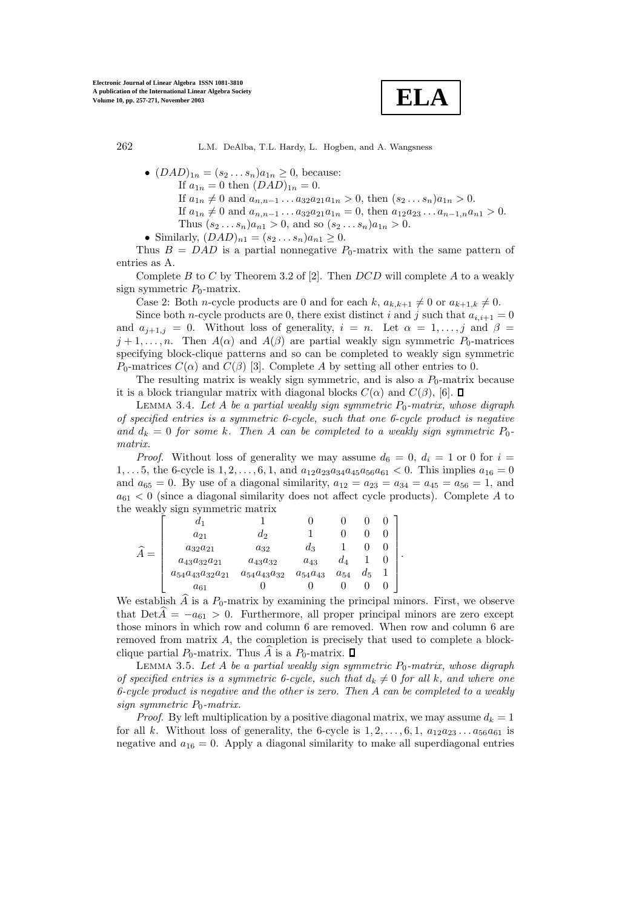- $(DAD)_{1n} = (s_2 \dots s_n)a_{1n} \geq 0$, because:
  - If $a_{1n} = 0$ then $(DAD)_{1n} = 0$.
  - If $a_{1n} \neq 0$ and $a_{n,n-1} \dots a_{32}a_{21}a_{1n} > 0$, then $(s_2 \dots s_n)a_{1n} > 0$.
  - If $a_{1n} \neq 0$ and $a_{n,n-1} \dots a_{32}a_{21}a_{1n} = 0$, then $a_{12}a_{23} \dots a_{n-1,n}a_{n1} > 0$. Thus $(s_2 \dots s_n)a_{n1} > 0$, and so $(s_2 \dots s_n)a_{1n} > 0$.
- Similarly, $(DAD)_{n1} = (s_2 \dots s_n)a_{n1} \geq 0$.

Thus $B = DAD$ is a partial nonnegative $P_0$-matrix with the same pattern of entries as A.

Complete $B$ to $C$ by Theorem 3.2 of [2]. Then $DCD$ will complete $A$ to a weakly sign symmetric $P_0$-matrix.

Case 2: Both $n$-cycle products are 0 and for each $k$, $a_{k,k+1} \neq 0$ or $a_{k+1,k} \neq 0$.

Since both $n$-cycle products are 0, there exist distinct $i$ and $j$ such that $a_{i,i+1} = 0$ and $a_{j+1,j} = 0$. Without loss of generality, $i = n$. Let $\alpha = 1, \dots, j$ and $\beta = j+1, \dots, n$. Then $A(\alpha)$ and $A(\beta)$ are partial weakly sign symmetric $P_0$-matrices specifying block-clique patterns and so can be completed to weakly sign symmetric $P_0$-matrices $C(\alpha)$ and $C(\beta)$ [3]. Complete $A$ by setting all other entries to 0.

The resulting matrix is weakly sign symmetric, and is also a $P_0$-matrix because it is a block triangular matrix with diagonal blocks $C(\alpha)$ and $C(\beta)$, [6]. $\square$

Lemma 3.4. *Let $A$ be a partial weakly sign symmetric $P_0$-matrix, whose digraph of specified entries is a symmetric 6-cycle, such that one 6-cycle product is negative and $d_k = 0$ for some $k$. Then $A$ can be completed to a weakly sign symmetric $P_0$-matrix.*

*Proof.* Without loss of generality we may assume $d_6 = 0$, $d_i = 1$ or 0 for $i = 1, \dots 5$, the 6-cycle is $1, 2, \dots, 6, 1$, and $a_{12}a_{23}a_{34}a_{45}a_{56}a_{61} < 0$. This implies $a_{16} = 0$ and $a_{65} = 0$. By use of a diagonal similarity, $a_{12} = a_{23} = a_{34} = a_{45} = a_{56} = 1$, and $a_{61} < 0$ (since a diagonal similarity does not affect cycle products). Complete $A$ to the weakly sign symmetric matrix

$$\widehat{A} = \begin{bmatrix} d_1 & 1 & 0 & 0 & 0 & 0 \\ a_{21} & d_2 & 1 & 0 & 0 & 0 \\ a_{32}a_{21} & a_{32} & d_3 & 1 & 0 & 0 \\ a_{43}a_{32}a_{21} & a_{43}a_{32} & a_{43} & d_4 & 1 & 0 \\ a_{54}a_{43}a_{32}a_{21} & a_{54}a_{43}a_{32} & a_{54}a_{43} & a_{54} & d_5 & 1 \\ a_{61} & 0 & 0 & 0 & 0 & 0 \end{bmatrix}.$$

We establish $\widehat{A}$ is a $P_0$-matrix by examining the principal minors. First, we observe that $\mathrm{Det}\widehat{A} = -a_{61} > 0$. Furthermore, all proper principal minors are zero except those minors in which row and column 6 are removed. When row and column 6 are removed from matrix $A$, the completion is precisely that used to complete a block-clique partial $P_0$-matrix. Thus $\widehat{A}$ is a $P_0$-matrix. $\square$

Lemma 3.5. *Let $A$ be a partial weakly sign symmetric $P_0$-matrix, whose digraph of specified entries is a symmetric 6-cycle, such that $d_k \neq 0$ for all $k$, and where one 6-cycle product is negative and the other is zero. Then $A$ can be completed to a weakly sign symmetric $P_0$-matrix.*

*Proof.* By left multiplication by a positive diagonal matrix, we may assume $d_k = 1$ for all $k$. Without loss of generality, the 6-cycle is $1, 2, \dots, 6, 1$, $a_{12}a_{23} \dots a_{56}a_{61}$ is negative and $a_{16} = 0$. Apply a diagonal similarity to make all superdiagonal entries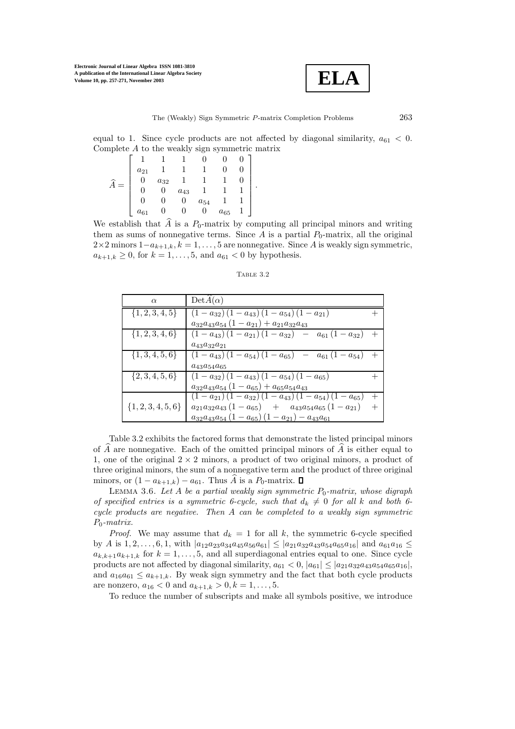equal to 1. Since cycle products are not affected by diagonal similarity, $a_{61} < 0$. Complete $A$ to the weakly sign symmetric matrix

$$\widehat{A} = \begin{bmatrix} 1 & 1 & 1 & 0 & 0 & 0 \\ a_{21} & 1 & 1 & 1 & 0 & 0 \\ 0 & a_{32} & 1 & 1 & 1 & 0 \\ 0 & 0 & a_{43} & 1 & 1 & 1 \\ 0 & 0 & 0 & a_{54} & 1 & 1 \\ a_{61} & 0 & 0 & 0 & a_{65} & 1 \end{bmatrix}.$$

We establish that $\widehat{A}$ is a $P_0$-matrix by computing all principal minors and writing them as sums of nonnegative terms. Since $A$ is a partial $P_0$-matrix, all the original $2\times 2$ minors $1-a_{k+1,k}, k = 1, \ldots, 5$ are nonnegative. Since $A$ is weakly sign symmetric, $a_{k+1,k} \geq 0$, for $k = 1, \ldots, 5$, and $a_{61} < 0$ by hypothesis.

Table 3.2

| $\alpha$ | $\mathrm{Det}\widehat{A}(\alpha)$ |
|---|---|
| $\{1,2,3,4,5\}$ | $(1-a_{32})(1-a_{43})(1-a_{54})(1-a_{21}) + a_{32}a_{43}a_{54}(1-a_{21}) + a_{21}a_{32}a_{43}$ |
| $\{1,2,3,4,6\}$ | $(1-a_{43})(1-a_{21})(1-a_{32}) - a_{61}(1-a_{32}) + a_{43}a_{32}a_{21}$ |
| $\{1,3,4,5,6\}$ | $(1-a_{43})(1-a_{54})(1-a_{65}) - a_{61}(1-a_{54}) + a_{43}a_{54}a_{65}$ |
| $\{2,3,4,5,6\}$ | $(1-a_{32})(1-a_{43})(1-a_{54})(1-a_{65}) + a_{32}a_{43}a_{54}(1-a_{65}) + a_{65}a_{54}a_{43}$ |
| $\{1,2,3,4,5,6\}$ | $(1-a_{21})(1-a_{32})(1-a_{43})(1-a_{54})(1-a_{65}) + a_{21}a_{32}a_{43}(1-a_{65}) + a_{43}a_{54}a_{65}(1-a_{21}) + a_{32}a_{43}a_{54}(1-a_{65})(1-a_{21}) - a_{43}a_{61}$ |

Table 3.2 exhibits the factored forms that demonstrate the listed principal minors of $\widehat{A}$ are nonnegative. Each of the omitted principal minors of $\widehat{A}$ is either equal to 1, one of the original $2 \times 2$ minors, a product of two original minors, a product of three original minors, the sum of a nonnegative term and the product of three original minors, or $(1 - a_{k+1,k}) - a_{61}$. Thus $\widehat{A}$ is a $P_0$-matrix. $\square$

Lemma 3.6. *Let $A$ be a partial weakly sign symmetric $P_0$-matrix, whose digraph of specified entries is a symmetric 6-cycle, such that $d_k \neq 0$ for all $k$ and both 6-cycle products are negative. Then $A$ can be completed to a weakly sign symmetric $P_0$-matrix.*

*Proof.* We may assume that $d_k = 1$ for all $k$, the symmetric 6-cycle specified by $A$ is $1, 2, \ldots, 6, 1$, with $|a_{12}a_{23}a_{34}a_{45}a_{56}a_{61}| \leq |a_{21}a_{32}a_{43}a_{54}a_{65}a_{16}|$ and $a_{61}a_{16} \leq a_{k,k+1}a_{k+1,k}$ for $k = 1, \ldots, 5$, and all superdiagonal entries equal to one. Since cycle products are not affected by diagonal similarity, $a_{61} < 0$, $|a_{61}| \leq |a_{21}a_{32}a_{43}a_{54}a_{65}a_{16}|$, and $a_{16}a_{61} \leq a_{k+1,k}$. By weak sign symmetry and the fact that both cycle products are nonzero, $a_{16} < 0$ and $a_{k+1,k} > 0, k = 1, \ldots, 5$.

To reduce the number of subscripts and make all symbols positive, we introduce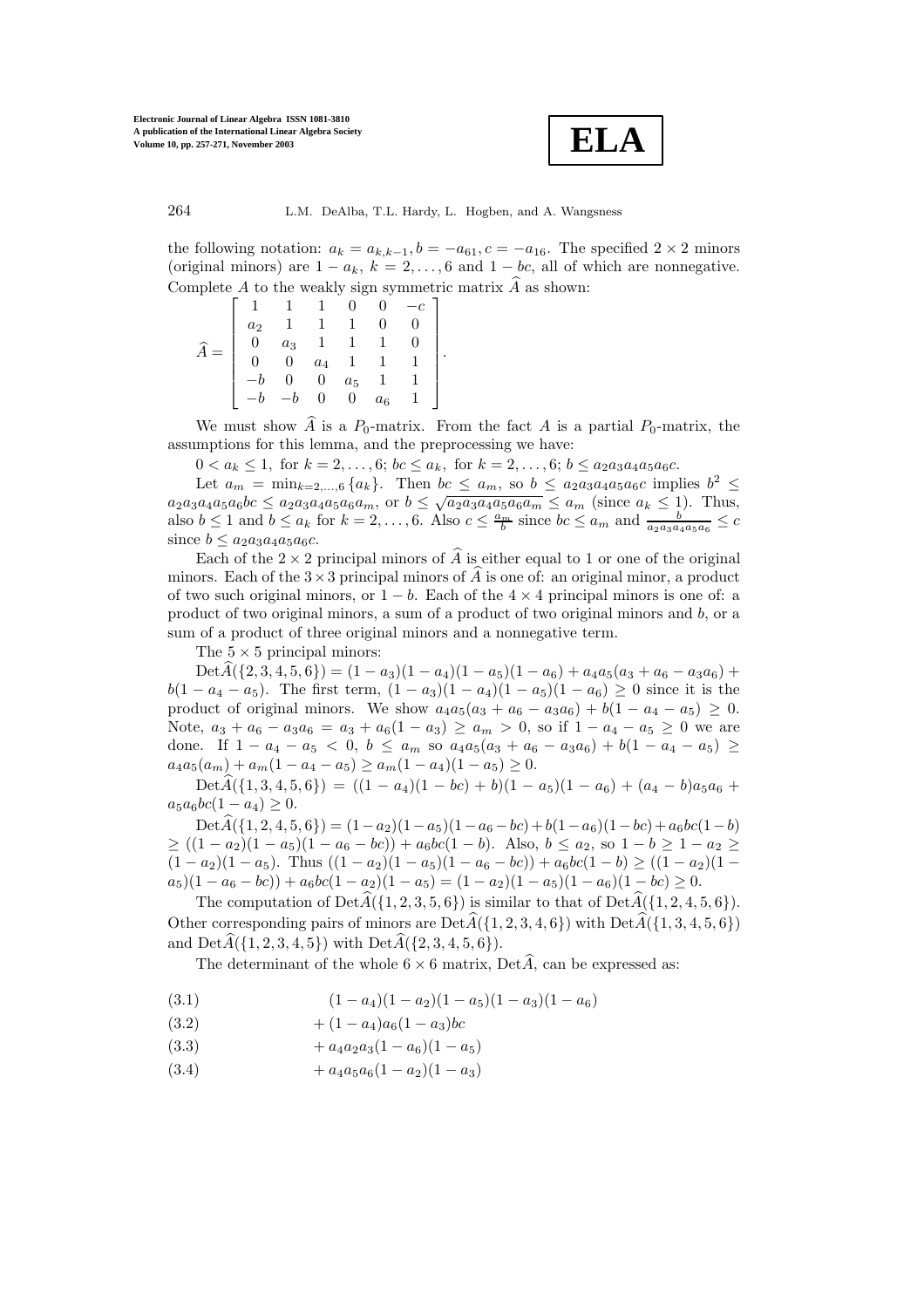the following notation: $a_k = a_{k,k-1}, b = -a_{61}, c = -a_{16}$. The specified $2 \times 2$ minors (original minors) are $1 - a_k$, $k = 2, \ldots, 6$ and $1 - bc$, all of which are nonnegative. Complete $A$ to the weakly sign symmetric matrix $\widehat{A}$ as shown:

$$\widehat{A} = \begin{bmatrix} 1 & 1 & 1 & 0 & 0 & -c \\ a_2 & 1 & 1 & 1 & 0 & 0 \\ 0 & a_3 & 1 & 1 & 1 & 0 \\ 0 & 0 & a_4 & 1 & 1 & 1 \\ -b & 0 & 0 & a_5 & 1 & 1 \\ -b & -b & 0 & 0 & a_6 & 1 \end{bmatrix}.$$

We must show $\widehat{A}$ is a $P_0$-matrix. From the fact $A$ is a partial $P_0$-matrix, the assumptions for this lemma, and the preprocessing we have:

$0 < a_k \leq 1$, for $k = 2, \ldots, 6$; $bc \leq a_k$, for $k = 2, \ldots, 6$; $b \leq a_2 a_3 a_4 a_5 a_6 c$.

Let $a_m = \min_{k=2,\ldots,6} \{a_k\}$. Then $bc \leq a_m$, so $b \leq a_2 a_3 a_4 a_5 a_6 c$ implies $b^2 \leq a_2 a_3 a_4 a_5 a_6 bc \leq a_2 a_3 a_4 a_5 a_6 a_m$, or $b \leq \sqrt{a_2 a_3 a_4 a_5 a_6 a_m} \leq a_m$ (since $a_k \leq 1$). Thus, also $b \leq 1$ and $b \leq a_k$ for $k = 2, \ldots, 6$. Also $c \leq \frac{a_m}{b}$ since $bc \leq a_m$ and $\frac{b}{a_2 a_3 a_4 a_5 a_6} \leq c$ since $b \leq a_2 a_3 a_4 a_5 a_6 c$.

Each of the $2 \times 2$ principal minors of $\widehat{A}$ is either equal to 1 or one of the original minors. Each of the $3 \times 3$ principal minors of $\widehat{A}$ is one of: an original minor, a product of two such original minors, or $1 - b$. Each of the $4 \times 4$ principal minors is one of: a product of two original minors, a sum of a product of two original minors and $b$, or a sum of a product of three original minors and a nonnegative term.

The $5 \times 5$ principal minors:

$\mathrm{Det}\widehat{A}(\{2, 3, 4, 5, 6\}) = (1 - a_3)(1 - a_4)(1 - a_5)(1 - a_6) + a_4 a_5 (a_3 + a_6 - a_3 a_6) + b(1 - a_4 - a_5)$. The first term, $(1 - a_3)(1 - a_4)(1 - a_5)(1 - a_6) \geq 0$ since it is the product of original minors. We show $a_4 a_5 (a_3 + a_6 - a_3 a_6) + b(1 - a_4 - a_5) \geq 0$. Note, $a_3 + a_6 - a_3 a_6 = a_3 + a_6(1 - a_3) \geq a_m > 0$, so if $1 - a_4 - a_5 \geq 0$ we are done. If $1 - a_4 - a_5 < 0$, $b \leq a_m$ so $a_4 a_5 (a_3 + a_6 - a_3 a_6) + b(1 - a_4 - a_5) \geq a_4 a_5 (a_m) + a_m (1 - a_4 - a_5) \geq a_m (1 - a_4)(1 - a_5) \geq 0$.

$\mathrm{Det}\widehat{A}(\{1, 3, 4, 5, 6\}) = ((1 - a_4)(1 - bc) + b)(1 - a_5)(1 - a_6) + (a_4 - b) a_5 a_6 + a_5 a_6 bc(1 - a_4) \geq 0$.

$\mathrm{Det}\widehat{A}(\{1, 2, 4, 5, 6\}) = (1 - a_2)(1 - a_5)(1 - a_6 - bc) + b(1 - a_6)(1 - bc) + a_6 bc(1 - b)$ $\geq ((1 - a_2)(1 - a_5)(1 - a_6 - bc)) + a_6 bc(1 - b)$. Also, $b \leq a_2$, so $1 - b \geq 1 - a_2 \geq (1 - a_2)(1 - a_5)$. Thus $((1 - a_2)(1 - a_5)(1 - a_6 - bc)) + a_6 bc(1 - b) \geq ((1 - a_2)(1 - a_5)(1 - a_6 - bc)) + a_6 bc(1 - a_2)(1 - a_5) = (1 - a_2)(1 - a_5)(1 - a_6)(1 - bc) \geq 0$.

The computation of $\mathrm{Det}\widehat{A}(\{1, 2, 3, 5, 6\})$ is similar to that of $\mathrm{Det}\widehat{A}(\{1, 2, 4, 5, 6\})$. Other corresponding pairs of minors are $\mathrm{Det}\widehat{A}(\{1, 2, 3, 4, 6\})$ with $\mathrm{Det}\widehat{A}(\{1, 3, 4, 5, 6\})$ and $\mathrm{Det}\widehat{A}(\{1, 2, 3, 4, 5\})$ with $\mathrm{Det}\widehat{A}(\{2, 3, 4, 5, 6\})$.

The determinant of the whole $6 \times 6$ matrix, $\mathrm{Det}\widehat{A}$, can be expressed as:

$$(1 - a_4)(1 - a_2)(1 - a_5)(1 - a_3)(1 - a_6) \tag{3.1}$$

$$+ (1 - a_4) a_6 (1 - a_3) bc \tag{3.2}$$

$$+ a_4 a_2 a_3 (1 - a_6)(1 - a_5) \tag{3.3}$$

$$+ a_4 a_5 a_6 (1 - a_2)(1 - a_3) \tag{3.4}$$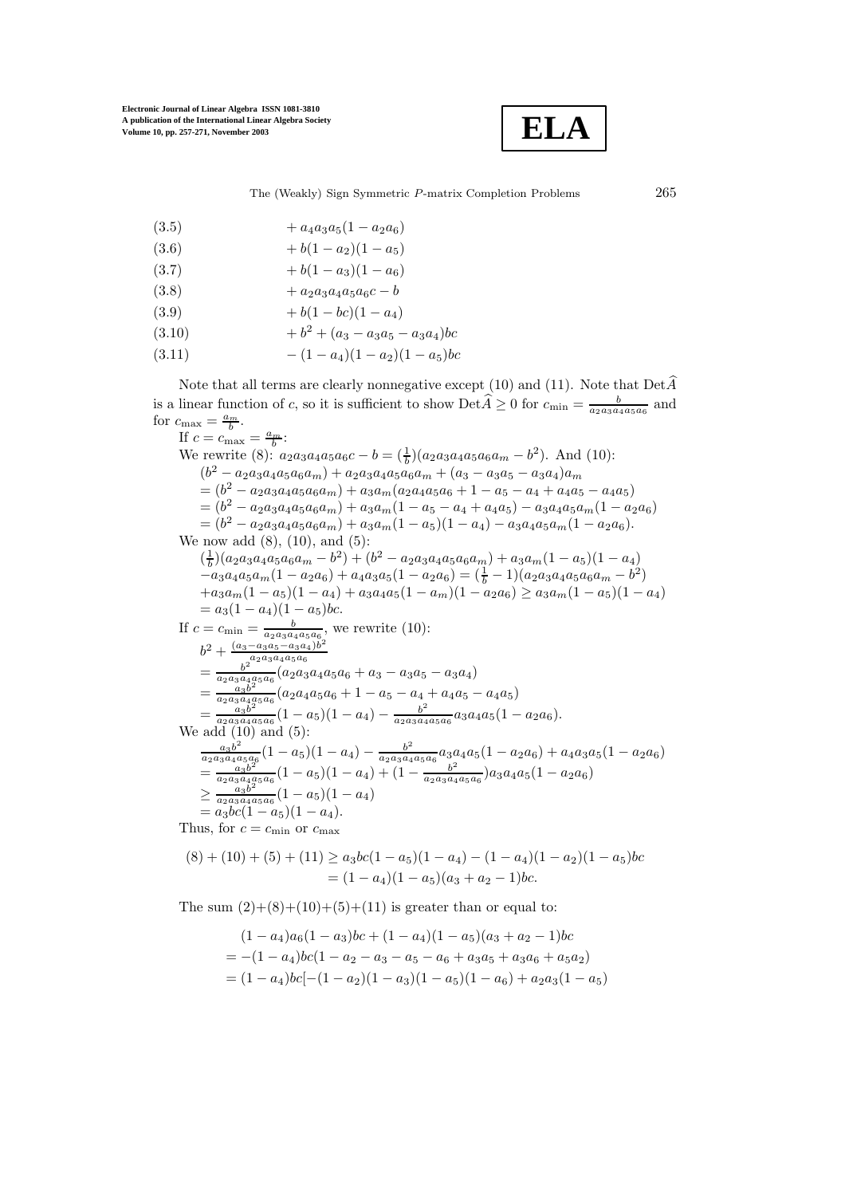$$\begin{aligned}
&(3.5) && + a_4a_3a_5(1-a_2a_6)\\
&(3.6) && + b(1-a_2)(1-a_5)\\
&(3.7) && + b(1-a_3)(1-a_6)\\
&(3.8) && + a_2a_3a_4a_5a_6c - b\\
&(3.9) && + b(1-bc)(1-a_4)\\
&(3.10) && + b^2 + (a_3 - a_3a_5 - a_3a_4)bc\\
&(3.11) && - (1-a_4)(1-a_2)(1-a_5)bc
\end{aligned}$$

Note that all terms are clearly nonnegative except (10) and (11). Note that $\mathrm{Det}\widehat{A}$ is a linear function of $c$, so it is sufficient to show $\mathrm{Det}\widehat{A} \geq 0$ for $c_{\min} = \frac{b}{a_2a_3a_4a_5a_6}$ and for $c_{\max} = \frac{a_m}{b}$.

If $c = c_{\max} = \frac{a_m}{b}$:

We rewrite (8): $a_2a_3a_4a_5a_6c - b = (\frac{1}{b})(a_2a_3a_4a_5a_6a_m - b^2)$. And (10):

$$\begin{aligned}
&(b^2 - a_2a_3a_4a_5a_6a_m) + a_2a_3a_4a_5a_6a_m + (a_3 - a_3a_5 - a_3a_4)a_m\\
&= (b^2 - a_2a_3a_4a_5a_6a_m) + a_3a_m(a_2a_4a_5a_6 + 1 - a_5 - a_4 + a_4a_5 - a_4a_5)\\
&= (b^2 - a_2a_3a_4a_5a_6a_m) + a_3a_m(1 - a_5 - a_4 + a_4a_5) - a_3a_4a_5a_m(1-a_2a_6)\\
&= (b^2 - a_2a_3a_4a_5a_6a_m) + a_3a_m(1-a_5)(1-a_4) - a_3a_4a_5a_m(1-a_2a_6).
\end{aligned}$$

We now add (8), (10), and (5):

$$\begin{aligned}
&(\tfrac{1}{b})(a_2a_3a_4a_5a_6a_m - b^2) + (b^2 - a_2a_3a_4a_5a_6a_m) + a_3a_m(1-a_5)(1-a_4)\\
&-a_3a_4a_5a_m(1-a_2a_6) + a_4a_3a_5(1-a_2a_6) = (\tfrac{1}{b} - 1)(a_2a_3a_4a_5a_6a_m - b^2)\\
&+a_3a_m(1-a_5)(1-a_4) + a_3a_4a_5(1-a_m)(1-a_2a_6) \geq a_3a_m(1-a_5)(1-a_4)\\
&= a_3(1-a_4)(1-a_5)bc.
\end{aligned}$$

If $c = c_{\min} = \frac{b}{a_2a_3a_4a_5a_6}$, we rewrite (10):

$$\begin{aligned}
&b^2 + \frac{(a_3 - a_3a_5 - a_3a_4)b^2}{a_2a_3a_4a_5a_6}\\
&= \frac{b^2}{a_2a_3a_4a_5a_6}(a_2a_3a_4a_5a_6 + a_3 - a_3a_5 - a_3a_4)\\
&= \frac{a_3b^2}{a_2a_3a_4a_5a_6}(a_2a_4a_5a_6 + 1 - a_5 - a_4 + a_4a_5 - a_4a_5)\\
&= \frac{a_3b^2}{a_2a_3a_4a_5a_6}(1-a_5)(1-a_4) - \frac{b^2}{a_2a_3a_4a_5a_6}a_3a_4a_5(1-a_2a_6).
\end{aligned}$$

We add (10) and (5):

$$\begin{aligned}
&\frac{a_3b^2}{a_2a_3a_4a_5a_6}(1-a_5)(1-a_4) - \frac{b^2}{a_2a_3a_4a_5a_6}a_3a_4a_5(1-a_2a_6) + a_4a_3a_5(1-a_2a_6)\\
&= \frac{a_3b^2}{a_2a_3a_4a_5a_6}(1-a_5)(1-a_4) + (1 - \frac{b^2}{a_2a_3a_4a_5a_6})a_3a_4a_5(1-a_2a_6)\\
&\geq \frac{a_3b^2}{a_2a_3a_4a_5a_6}(1-a_5)(1-a_4)\\
&= a_3bc(1-a_5)(1-a_4).
\end{aligned}$$

Thus, for $c = c_{\min}$ or $c_{\max}$

$$\begin{aligned}
(8) + (10) + (5) + (11) &\geq a_3bc(1-a_5)(1-a_4) - (1-a_4)(1-a_2)(1-a_5)bc\\
&= (1-a_4)(1-a_5)(a_3 + a_2 - 1)bc.
\end{aligned}$$

The sum (2)+(8)+(10)+(5)+(11) is greater than or equal to:

$$\begin{aligned}
&(1-a_4)a_6(1-a_3)bc + (1-a_4)(1-a_5)(a_3 + a_2 - 1)bc\\
&= -(1-a_4)bc(1 - a_2 - a_3 - a_5 - a_6 + a_3a_5 + a_3a_6 + a_5a_2)\\
&= (1-a_4)bc[-(1-a_2)(1-a_3)(1-a_5)(1-a_6) + a_2a_3(1-a_5)
\end{aligned}$$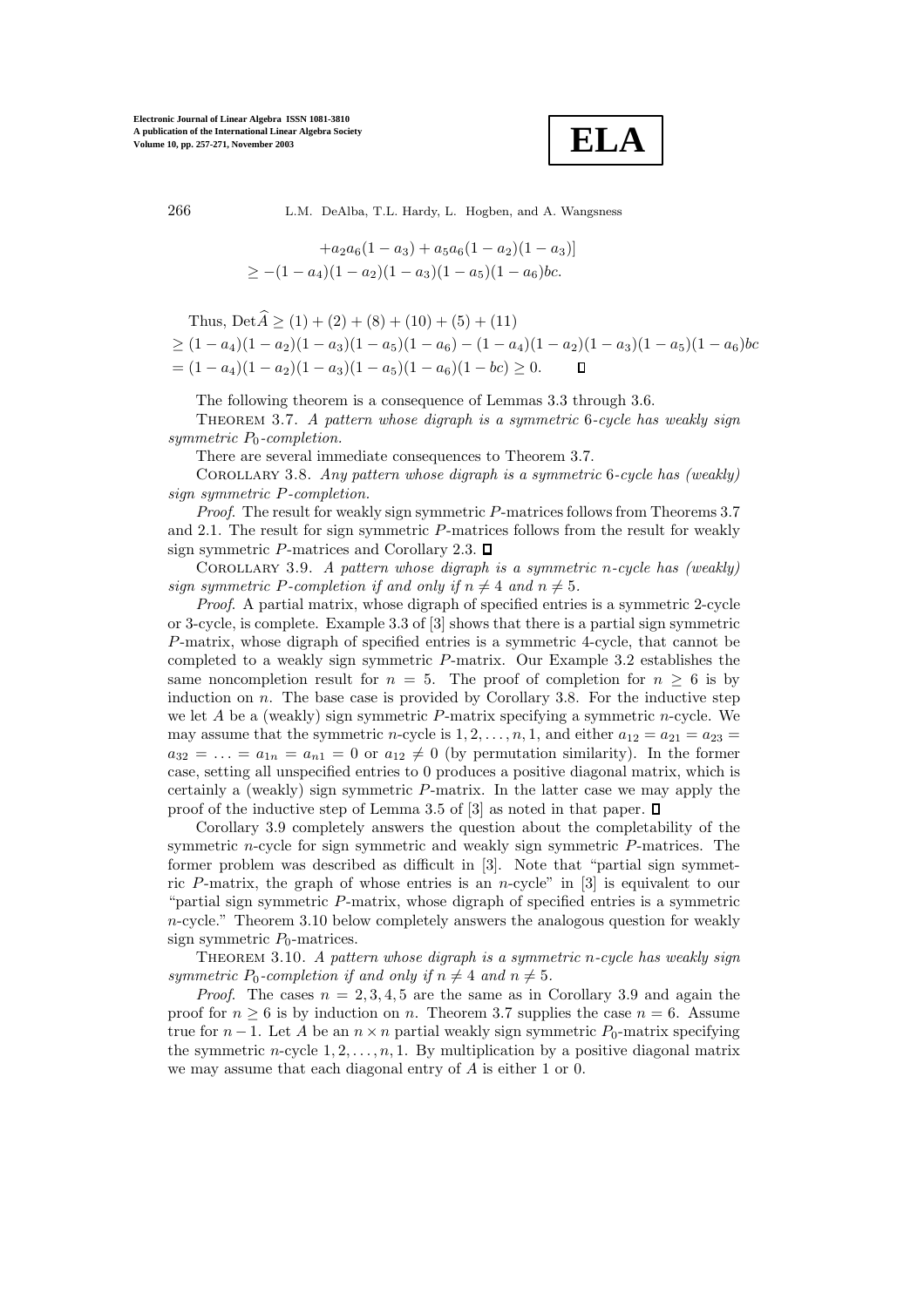$$+a_2a_6(1-a_3)+a_5a_6(1-a_2)(1-a_3)]$$
$$\geq -(1-a_4)(1-a_2)(1-a_3)(1-a_5)(1-a_6)bc.$$

Thus, $\text{Det}\widehat{A} \geq (1)+(2)+(8)+(10)+(5)+(11)$

$\geq (1-a_4)(1-a_2)(1-a_3)(1-a_5)(1-a_6) - (1-a_4)(1-a_2)(1-a_3)(1-a_5)(1-a_6)bc$

$= (1-a_4)(1-a_2)(1-a_3)(1-a_5)(1-a_6)(1-bc) \geq 0.$ ◻

The following theorem is a consequence of Lemmas 3.3 through 3.6.

Theorem 3.7. *A pattern whose digraph is a symmetric 6-cycle has weakly sign symmetric $P_0$-completion.*

There are several immediate consequences to Theorem 3.7.

Corollary 3.8. *Any pattern whose digraph is a symmetric 6-cycle has (weakly) sign symmetric $P$-completion.*

*Proof*. The result for weakly sign symmetric $P$-matrices follows from Theorems 3.7 and 2.1. The result for sign symmetric $P$-matrices follows from the result for weakly sign symmetric $P$-matrices and Corollary 2.3. ◻

Corollary 3.9. *A pattern whose digraph is a symmetric $n$-cycle has (weakly) sign symmetric $P$-completion if and only if $n \neq 4$ and $n \neq 5$.*

*Proof*. A partial matrix, whose digraph of specified entries is a symmetric 2-cycle or 3-cycle, is complete. Example 3.3 of [3] shows that there is a partial sign symmetric $P$-matrix, whose digraph of specified entries is a symmetric 4-cycle, that cannot be completed to a weakly sign symmetric $P$-matrix. Our Example 3.2 establishes the same noncompletion result for $n = 5$. The proof of completion for $n \geq 6$ is by induction on $n$. The base case is provided by Corollary 3.8. For the inductive step we let $A$ be a (weakly) sign symmetric $P$-matrix specifying a symmetric $n$-cycle. We may assume that the symmetric $n$-cycle is $1, 2, \ldots, n, 1$, and either $a_{12} = a_{21} = a_{23} = a_{32} = \ldots = a_{1n} = a_{n1} = 0$ or $a_{12} \neq 0$ (by permutation similarity). In the former case, setting all unspecified entries to 0 produces a positive diagonal matrix, which is certainly a (weakly) sign symmetric $P$-matrix. In the latter case we may apply the proof of the inductive step of Lemma 3.5 of [3] as noted in that paper. ◻

Corollary 3.9 completely answers the question about the completability of the symmetric $n$-cycle for sign symmetric and weakly sign symmetric $P$-matrices. The former problem was described as difficult in [3]. Note that "partial sign symmetric $P$-matrix, the graph of whose entries is an $n$-cycle" in [3] is equivalent to our "partial sign symmetric $P$-matrix, whose digraph of specified entries is a symmetric $n$-cycle." Theorem 3.10 below completely answers the analogous question for weakly sign symmetric $P_0$-matrices.

Theorem 3.10. *A pattern whose digraph is a symmetric $n$-cycle has weakly sign symmetric $P_0$-completion if and only if $n \neq 4$ and $n \neq 5$.*

*Proof*. The cases $n = 2, 3, 4, 5$ are the same as in Corollary 3.9 and again the proof for $n \geq 6$ is by induction on $n$. Theorem 3.7 supplies the case $n = 6$. Assume true for $n-1$. Let $A$ be an $n \times n$ partial weakly sign symmetric $P_0$-matrix specifying the symmetric $n$-cycle $1, 2, \ldots, n, 1$. By multiplication by a positive diagonal matrix we may assume that each diagonal entry of $A$ is either 1 or 0.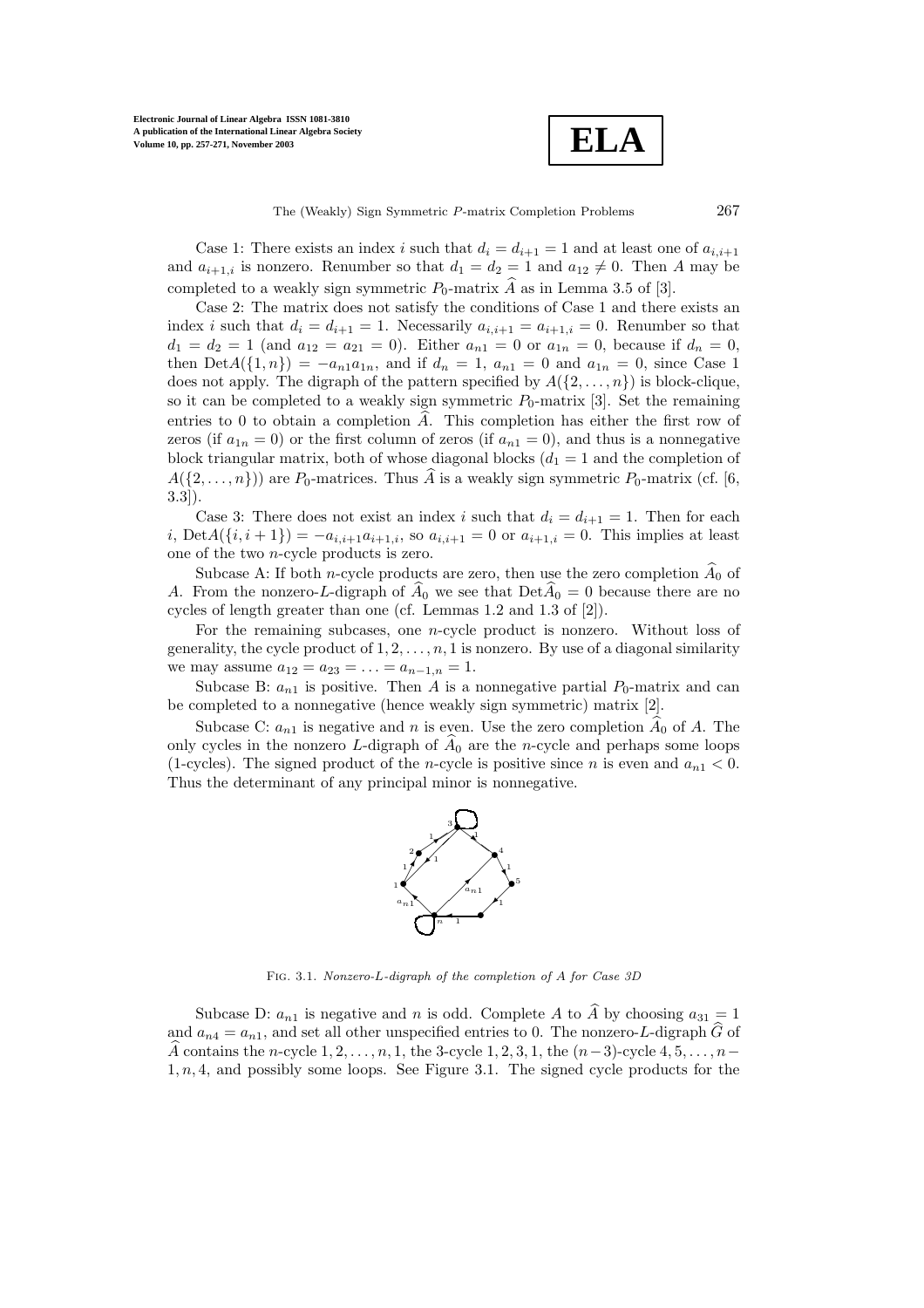Case 1: There exists an index $i$ such that $d_i = d_{i+1} = 1$ and at least one of $a_{i,i+1}$ and $a_{i+1,i}$ is nonzero. Renumber so that $d_1 = d_2 = 1$ and $a_{12} \neq 0$. Then $A$ may be completed to a weakly sign symmetric $P_0$-matrix $\widehat{A}$ as in Lemma 3.5 of [3].

Case 2: The matrix does not satisfy the conditions of Case 1 and there exists an index $i$ such that $d_i = d_{i+1} = 1$. Necessarily $a_{i,i+1} = a_{i+1,i} = 0$. Renumber so that $d_1 = d_2 = 1$ (and $a_{12} = a_{21} = 0$). Either $a_{n1} = 0$ or $a_{1n} = 0$, because if $d_n = 0$, then $\operatorname{Det} A(\{1, n\}) = -a_{n1}a_{1n}$, and if $d_n = 1$, $a_{n1} = 0$ and $a_{1n} = 0$, since Case 1 does not apply. The digraph of the pattern specified by $A(\{2, \ldots, n\})$ is block-clique, so it can be completed to a weakly sign symmetric $P_0$-matrix [3]. Set the remaining entries to 0 to obtain a completion $\widehat{A}$. This completion has either the first row of zeros (if $a_{1n} = 0$) or the first column of zeros (if $a_{n1} = 0$), and thus is a nonnegative block triangular matrix, both of whose diagonal blocks ($d_1 = 1$ and the completion of $A(\{2, \ldots, n\})$) are $P_0$-matrices. Thus $\widehat{A}$ is a weakly sign symmetric $P_0$-matrix (cf. [6, 3.3]).

Case 3: There does not exist an index $i$ such that $d_i = d_{i+1} = 1$. Then for each $i$, $\operatorname{Det} A(\{i, i+1\}) = -a_{i,i+1}a_{i+1,i}$, so $a_{i,i+1} = 0$ or $a_{i+1,i} = 0$. This implies at least one of the two $n$-cycle products is zero.

Subcase A: If both $n$-cycle products are zero, then use the zero completion $\widehat{A}_0$ of $A$. From the nonzero-$L$-digraph of $\widehat{A}_0$ we see that $\operatorname{Det}\widehat{A}_0 = 0$ because there are no cycles of length greater than one (cf. Lemmas 1.2 and 1.3 of [2]).

For the remaining subcases, one $n$-cycle product is nonzero. Without loss of generality, the cycle product of $1, 2, \ldots, n, 1$ is nonzero. By use of a diagonal similarity we may assume $a_{12} = a_{23} = \ldots = a_{n-1,n} = 1$.

Subcase B: $a_{n1}$ is positive. Then $A$ is a nonnegative partial $P_0$-matrix and can be completed to a nonnegative (hence weakly sign symmetric) matrix [2].

Subcase C: $a_{n1}$ is negative and $n$ is even. Use the zero completion $\widehat{A}_0$ of $A$. The only cycles in the nonzero $L$-digraph of $\widehat{A}_0$ are the $n$-cycle and perhaps some loops (1-cycles). The signed product of the $n$-cycle is positive since $n$ is even and $a_{n1} < 0$. Thus the determinant of any principal minor is nonnegative.

Fig. 3.1. *Nonzero-L-digraph of the completion of A for Case 3D*

Subcase D: $a_{n1}$ is negative and $n$ is odd. Complete $A$ to $\widehat{A}$ by choosing $a_{31} = 1$ and $a_{n4} = a_{n1}$, and set all other unspecified entries to 0. The nonzero-$L$-digraph $\widehat{G}$ of $\widehat{A}$ contains the $n$-cycle $1, 2, \ldots, n, 1$, the 3-cycle $1, 2, 3, 1$, the $(n-3)$-cycle $4, 5, \ldots, n-1, n, 4$, and possibly some loops. See Figure 3.1. The signed cycle products for the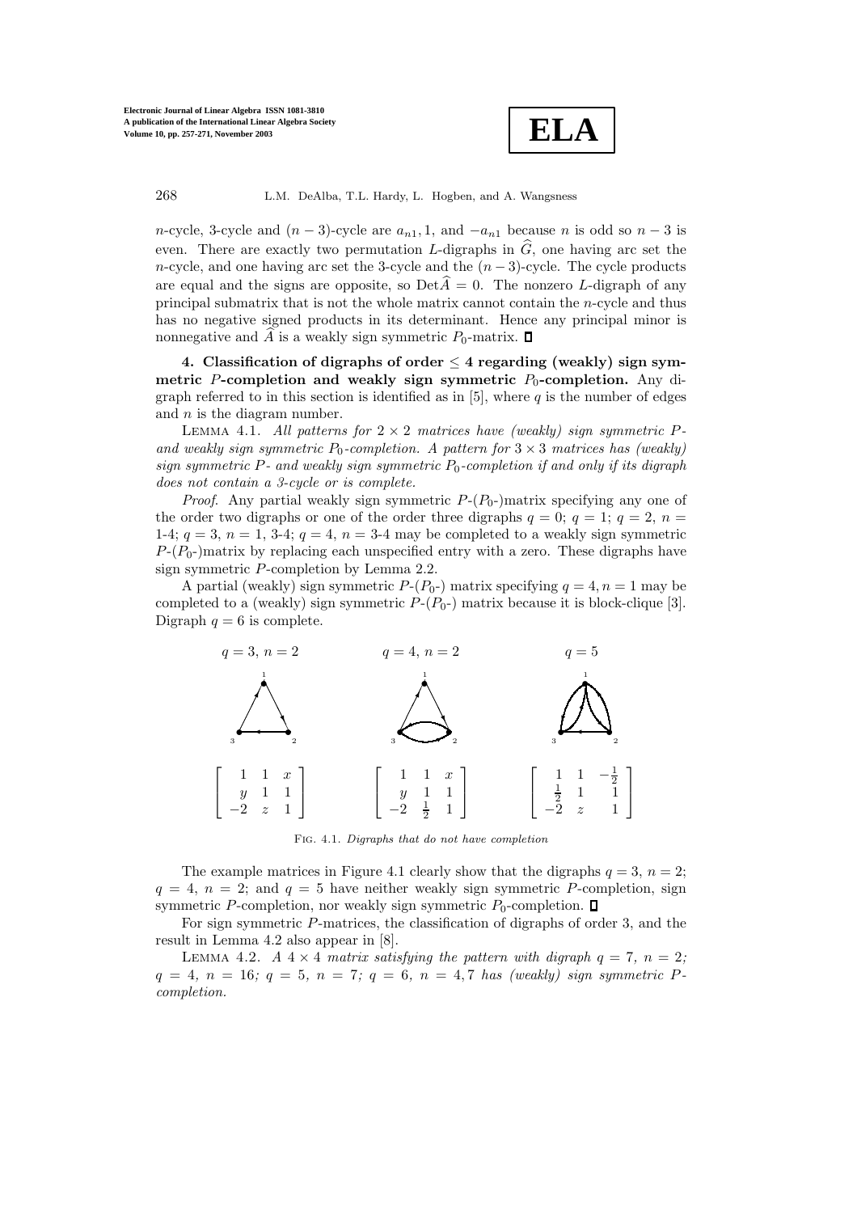$n$-cycle, 3-cycle and $(n-3)$-cycle are $a_{n1}, 1$, and $-a_{n1}$ because $n$ is odd so $n-3$ is even. There are exactly two permutation $L$-digraphs in $\widehat{G}$, one having arc set the $n$-cycle, and one having arc set the 3-cycle and the $(n-3)$-cycle. The cycle products are equal and the signs are opposite, so $\mathrm{Det}\widehat{A} = 0$. The nonzero $L$-digraph of any principal submatrix that is not the whole matrix cannot contain the $n$-cycle and thus has no negative signed products in its determinant. Hence any principal minor is nonnegative and $\widehat{A}$ is a weakly sign symmetric $P_0$-matrix. ∎

**4. Classification of digraphs of order $\leq 4$ regarding (weakly) sign symmetric $P$-completion and weakly sign symmetric $P_0$-completion.** Any digraph referred to in this section is identified as in [5], where $q$ is the number of edges and $n$ is the diagram number.

Lemma 4.1. *All patterns for $2\times 2$ matrices have (weakly) sign symmetric $P$- and weakly sign symmetric $P_0$-completion. A pattern for $3\times 3$ matrices has (weakly) sign symmetric $P$- and weakly sign symmetric $P_0$-completion if and only if its digraph does not contain a 3-cycle or is complete.*

*Proof*. Any partial weakly sign symmetric $P$-($P_0$-)matrix specifying any one of the order two digraphs or one of the order three digraphs $q=0$; $q=1$; $q=2$, $n=$ 1-4; $q=3$, $n=1$, 3-4; $q=4$, $n=3$-4 may be completed to a weakly sign symmetric $P$-($P_0$-)matrix by replacing each unspecified entry with a zero. These digraphs have sign symmetric $P$-completion by Lemma 2.2.

A partial (weakly) sign symmetric $P$-($P_0$-) matrix specifying $q=4, n=1$ may be completed to a (weakly) sign symmetric $P$-($P_0$-) matrix because it is block-clique [3]. Digraph $q=6$ is complete.

$q=3,\ n=2$ $\qquad$ $q=4,\ n=2$ $\qquad$ $q=5$

$$\begin{bmatrix} 1 & 1 & x \\ y & 1 & 1 \\ -2 & z & 1 \end{bmatrix} \qquad \begin{bmatrix} 1 & 1 & x \\ y & 1 & 1 \\ -2 & \frac{1}{2} & 1 \end{bmatrix} \qquad \begin{bmatrix} 1 & 1 & -\frac{1}{2} \\ \frac{1}{2} & 1 & 1 \\ -2 & z & 1 \end{bmatrix}$$

Fig. 4.1. *Digraphs that do not have completion*

The example matrices in Figure 4.1 clearly show that the digraphs $q=3$, $n=2$; $q=4$, $n=2$; and $q=5$ have neither weakly sign symmetric $P$-completion, sign symmetric $P$-completion, nor weakly sign symmetric $P_0$-completion. ∎

For sign symmetric $P$-matrices, the classification of digraphs of order 3, and the result in Lemma 4.2 also appear in [8].

Lemma 4.2. *A $4\times 4$ matrix satisfying the pattern with digraph $q=7$, $n=2$; $q=4$, $n=16$; $q=5$, $n=7$; $q=6$, $n=4,7$ has (weakly) sign symmetric $P$-completion.*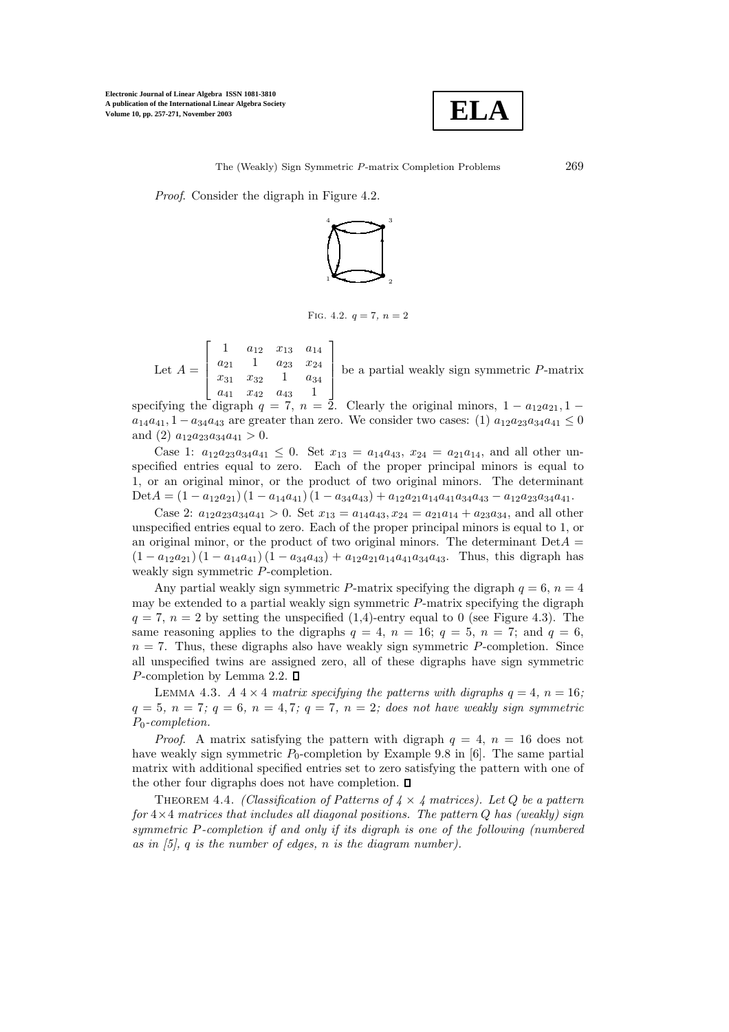*Proof*. Consider the digraph in Figure 4.2.

FIG. 4.2. $q = 7,\ n = 2$

Let $A = \begin{bmatrix} 1 & a_{12} & x_{13} & a_{14} \\ a_{21} & 1 & a_{23} & x_{24} \\ x_{31} & x_{32} & 1 & a_{34} \\ a_{41} & x_{42} & a_{43} & 1 \end{bmatrix}$ be a partial weakly sign symmetric $P$-matrix specifying the digraph $q = 7$, $n = 2$. Clearly the original minors, $1 - a_{12}a_{21}, 1 - a_{14}a_{41}, 1 - a_{34}a_{43}$ are greater than zero. We consider two cases: (1) $a_{12}a_{23}a_{34}a_{41} \leq 0$ and (2) $a_{12}a_{23}a_{34}a_{41} > 0$.

Case 1: $a_{12}a_{23}a_{34}a_{41} \leq 0$. Set $x_{13} = a_{14}a_{43}$, $x_{24} = a_{21}a_{14}$, and all other unspecified entries equal to zero. Each of the proper principal minors is equal to 1, or an original minor, or the product of two original minors. The determinant $\text{Det}A = (1 - a_{12}a_{21})(1 - a_{14}a_{41})(1 - a_{34}a_{43}) + a_{12}a_{21}a_{14}a_{41}a_{34}a_{43} - a_{12}a_{23}a_{34}a_{41}$.

Case 2: $a_{12}a_{23}a_{34}a_{41} > 0$. Set $x_{13} = a_{14}a_{43}, x_{24} = a_{21}a_{14} + a_{23}a_{34}$, and all other unspecified entries equal to zero. Each of the proper principal minors is equal to 1, or an original minor, or the product of two original minors. The determinant $\text{Det}A = (1 - a_{12}a_{21})(1 - a_{14}a_{41})(1 - a_{34}a_{43}) + a_{12}a_{21}a_{14}a_{41}a_{34}a_{43}$. Thus, this digraph has weakly sign symmetric $P$-completion.

Any partial weakly sign symmetric $P$-matrix specifying the digraph $q = 6$, $n = 4$ may be extended to a partial weakly sign symmetric $P$-matrix specifying the digraph $q = 7$, $n = 2$ by setting the unspecified (1,4)-entry equal to 0 (see Figure 4.3). The same reasoning applies to the digraphs $q = 4$, $n = 16$; $q = 5$, $n = 7$; and $q = 6$, $n = 7$. Thus, these digraphs also have weakly sign symmetric $P$-completion. Since all unspecified twins are assigned zero, all of these digraphs have sign symmetric $P$-completion by Lemma 2.2. ∎

LEMMA 4.3. *A $4 \times 4$ matrix specifying the patterns with digraphs $q = 4$, $n = 16$; $q = 5$, $n = 7$; $q = 6$, $n = 4, 7$; $q = 7$, $n = 2$; does not have weakly sign symmetric $P_0$-completion.*

*Proof*. A matrix satisfying the pattern with digraph $q = 4$, $n = 16$ does not have weakly sign symmetric $P_0$-completion by Example 9.8 in [6]. The same partial matrix with additional specified entries set to zero satisfying the pattern with one of the other four digraphs does not have completion. ∎

THEOREM 4.4. *(Classification of Patterns of $4 \times 4$ matrices). Let $Q$ be a pattern for $4 \times 4$ matrices that includes all diagonal positions. The pattern $Q$ has (weakly) sign symmetric $P$-completion if and only if its digraph is one of the following (numbered as in [5], $q$ is the number of edges, $n$ is the diagram number).*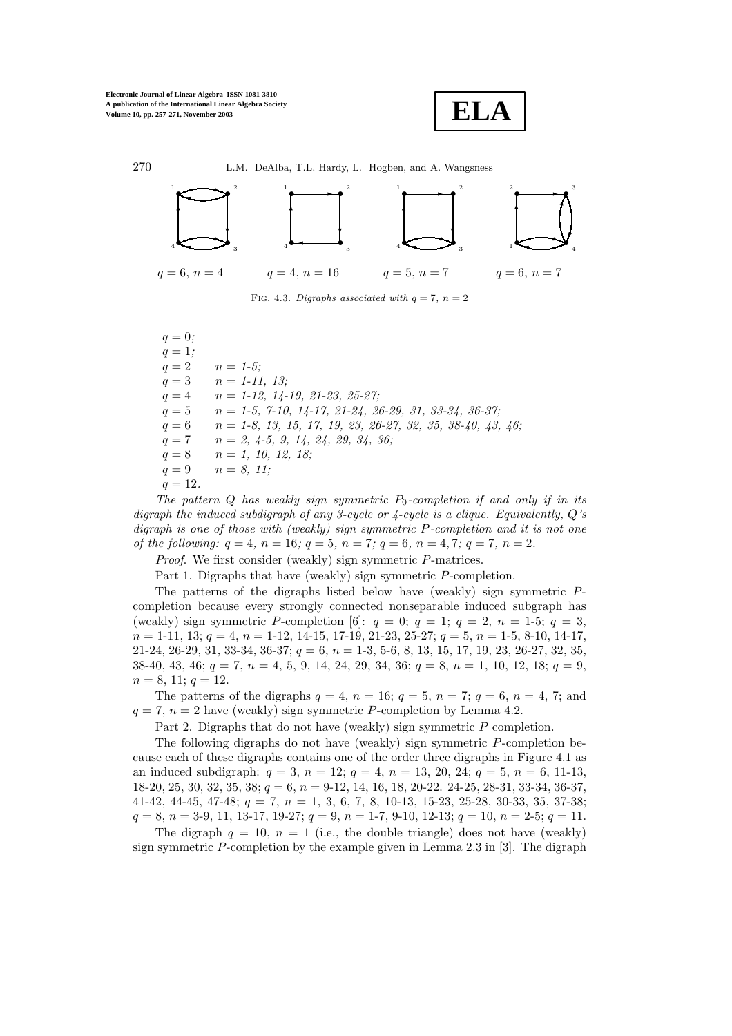$q = 6$, $n = 4$ $\quad$ $q = 4$, $n = 16$ $\quad$ $q = 5$, $n = 7$ $\quad$ $q = 6$, $n = 7$

Fig. 4.3. *Digraphs associated with $q = 7$, $n = 2$*

*$q = 0$;*
*$q = 1$;*
*$q = 2$ $\quad$ $n$ = 1-5;*
*$q = 3$ $\quad$ $n$ = 1-11, 13;*
*$q = 4$ $\quad$ $n$ = 1-12, 14-19, 21-23, 25-27;*
*$q = 5$ $\quad$ $n$ = 1-5, 7-10, 14-17, 21-24, 26-29, 31, 33-34, 36-37;*
*$q = 6$ $\quad$ $n$ = 1-8, 13, 15, 17, 19, 23, 26-27, 32, 35, 38-40, 43, 46;*
*$q = 7$ $\quad$ $n$ = 2, 4-5, 9, 14, 24, 29, 34, 36;*
*$q = 8$ $\quad$ $n$ = 1, 10, 12, 18;*
*$q = 9$ $\quad$ $n$ = 8, 11;*
*$q = 12$.*

*The pattern $Q$ has weakly sign symmetric $P_0$-completion if and only if in its digraph the induced subgraph of any 3-cycle or 4-cycle is a clique. Equivalently, $Q$'s digraph is one of those with (weakly) sign symmetric $P$-completion and it is not one of the following: $q = 4$, $n = 16$; $q = 5$, $n = 7$; $q = 6$, $n = 4, 7$; $q = 7$, $n = 2$.*

*Proof*. We first consider (weakly) sign symmetric $P$-matrices.

Part 1. Digraphs that have (weakly) sign symmetric $P$-completion.

The patterns of the digraphs listed below have (weakly) sign symmetric $P$-completion because every strongly connected nonseparable induced subgraph has (weakly) sign symmetric $P$-completion [6]: $q = 0$; $q = 1$; $q = 2$, $n$ = 1-5; $q = 3$, $n$ = 1-11, 13; $q = 4$, $n$ = 1-12, 14-15, 17-19, 21-23, 25-27; $q = 5$, $n$ = 1-5, 8-10, 14-17, 21-24, 26-29, 31, 33-34, 36-37; $q = 6$, $n$ = 1-3, 5-6, 8, 13, 15, 17, 19, 23, 26-27, 32, 35, 38-40, 43, 46; $q = 7$, $n$ = 4, 5, 9, 14, 24, 29, 34, 36; $q = 8$, $n$ = 1, 10, 12, 18; $q = 9$, $n$ = 8, 11; $q = 12$.

The patterns of the digraphs $q = 4$, $n = 16$; $q = 5$, $n = 7$; $q = 6$, $n = 4$, 7; and $q = 7$, $n = 2$ have (weakly) sign symmetric $P$-completion by Lemma 4.2.

Part 2. Digraphs that do not have (weakly) sign symmetric $P$ completion.

The following digraphs do not have (weakly) sign symmetric $P$-completion because each of these digraphs contains one of the order three digraphs in Figure 4.1 as an induced subdigraph: $q = 3$, $n = 12$; $q = 4$, $n$ = 13, 20, 24; $q = 5$, $n$ = 6, 11-13, 18-20, 25, 30, 32, 35, 38; $q = 6$, $n$ = 9-12, 14, 16, 18, 20-22. 24-25, 28-31, 33-34, 36-37, 41-42, 44-45, 47-48; $q = 7$, $n$ = 1, 3, 6, 7, 8, 10-13, 15-23, 25-28, 30-33, 35, 37-38; $q = 8$, $n$ = 3-9, 11, 13-17, 19-27; $q = 9$, $n$ = 1-7, 9-10, 12-13; $q = 10$, $n$ = 2-5; $q = 11$.

The digraph $q = 10$, $n = 1$ (i.e., the double triangle) does not have (weakly) sign symmetric $P$-completion by the example given in Lemma 2.3 in [3]. The digraph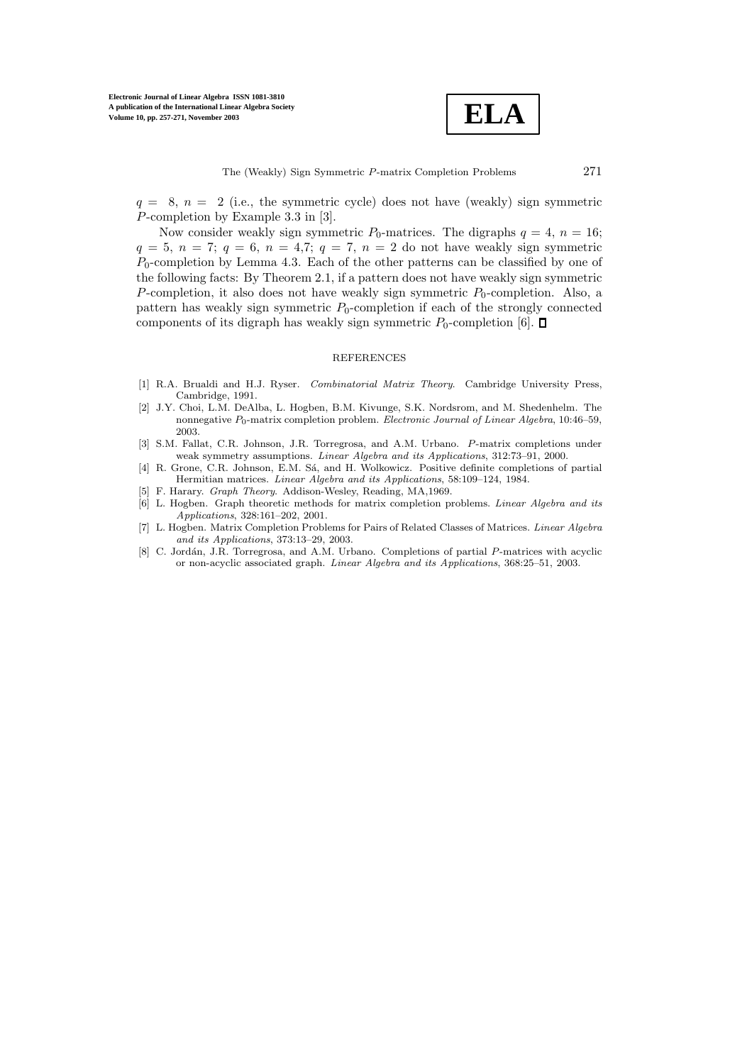$q = 8$, $n = 2$ (i.e., the symmetric cycle) does not have (weakly) sign symmetric $P$-completion by Example 3.3 in [3].

Now consider weakly sign symmetric $P_0$-matrices. The digraphs $q = 4$, $n = 16$; $q = 5$, $n = 7$; $q = 6$, $n = 4,7$; $q = 7$, $n = 2$ do not have weakly sign symmetric $P_0$-completion by Lemma 4.3. Each of the other patterns can be classified by one of the following facts: By Theorem 2.1, if a pattern does not have weakly sign symmetric $P$-completion, it also does not have weakly sign symmetric $P_0$-completion. Also, a pattern has weakly sign symmetric $P_0$-completion if each of the strongly connected components of its digraph has weakly sign symmetric $P_0$-completion [6]. ∎

## REFERENCES

[1] R.A. Brualdi and H.J. Ryser. *Combinatorial Matrix Theory.* Cambridge University Press, Cambridge, 1991.

[2] J.Y. Choi, L.M. DeAlba, L. Hogben, B.M. Kivunge, S.K. Nordsrom, and M. Shedenhelm. The nonnegative $P_0$-matrix completion problem. *Electronic Journal of Linear Algebra*, 10:46–59, 2003.

[3] S.M. Fallat, C.R. Johnson, J.R. Torregrosa, and A.M. Urbano. $P$-matrix completions under weak symmetry assumptions. *Linear Algebra and its Applications*, 312:73–91, 2000.

[4] R. Grone, C.R. Johnson, E.M. Sá, and H. Wolkowicz. Positive definite completions of partial Hermitian matrices. *Linear Algebra and its Applications*, 58:109–124, 1984.

[5] F. Harary. *Graph Theory*. Addison-Wesley, Reading, MA,1969.

[6] L. Hogben. Graph theoretic methods for matrix completion problems. *Linear Algebra and its Applications*, 328:161–202, 2001.

[7] L. Hogben. Matrix Completion Problems for Pairs of Related Classes of Matrices. *Linear Algebra and its Applications*, 373:13–29, 2003.

[8] C. Jordán, J.R. Torregrosa, and A.M. Urbano. Completions of partial $P$-matrices with acyclic or non-acyclic associated graph. *Linear Algebra and its Applications*, 368:25–51, 2003.